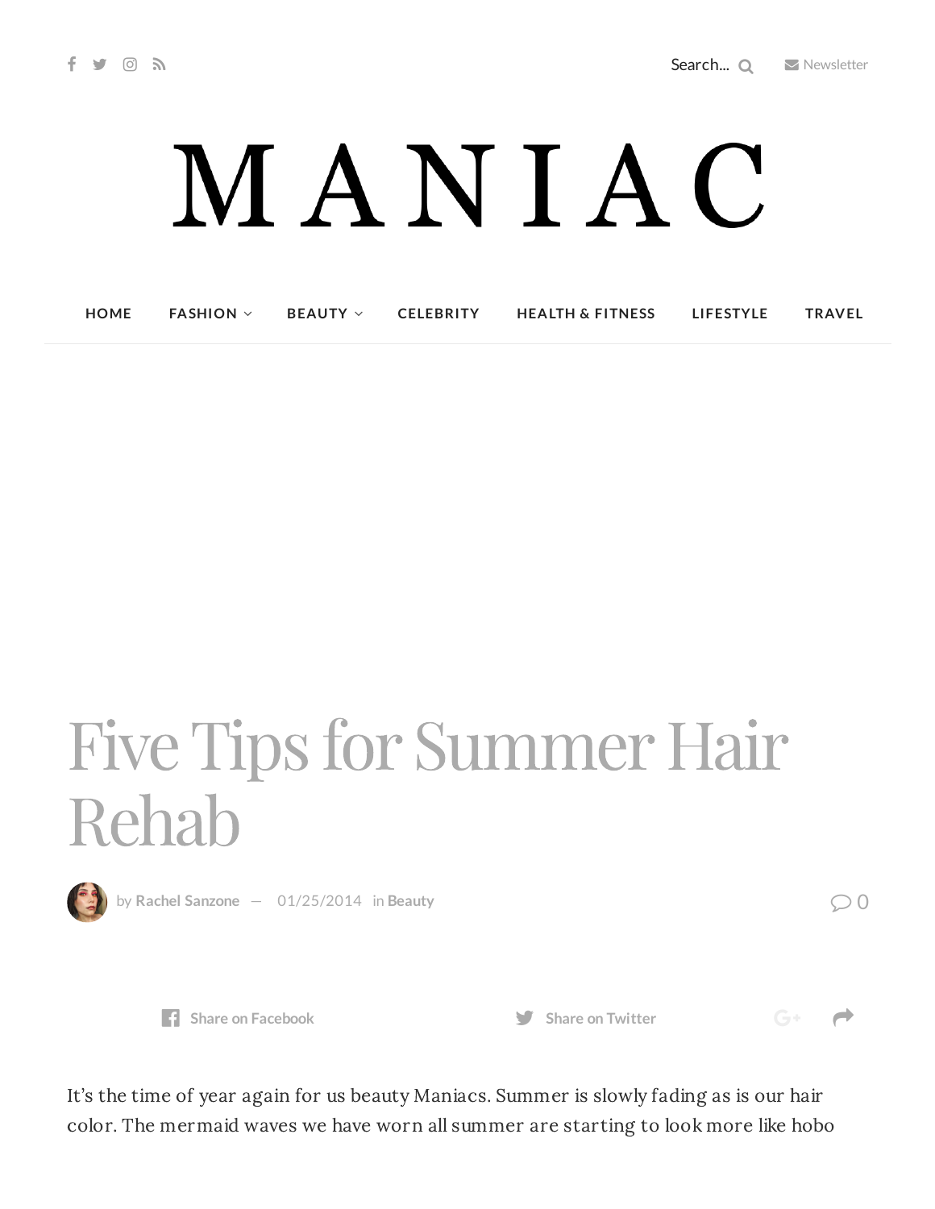# Five Tips for Summer Hair Rehab

by **Rachel Sanzone** — 01/25/2014 in **Beauty**

It's the time of year again for us beauty Maniacs. Summer is slowly fading as is our hair color. The mermaid waves we have worn all summer are starting to look more like hobo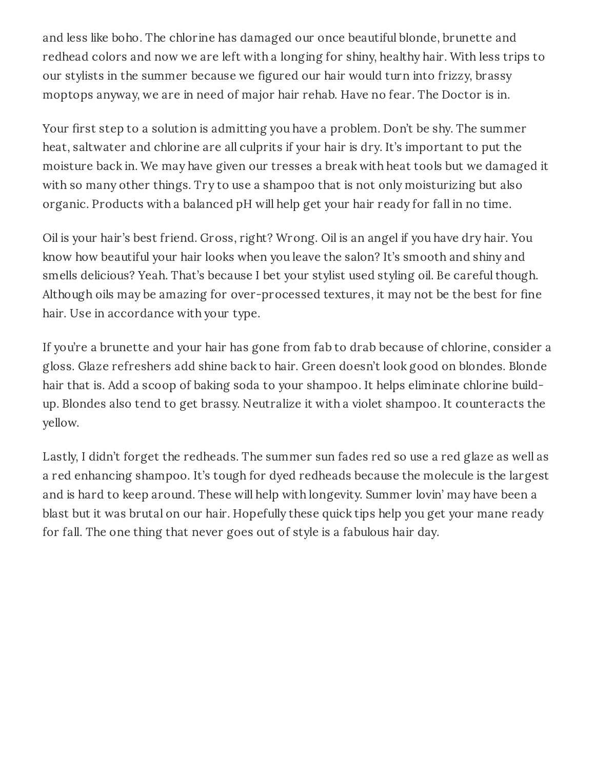and less like boho. The chlorine has damaged our once beautiful blonde, brunette and redhead colors and now we are left with a longing for shiny, healthy hair. With less trips to our stylists in the summer because we figured our hair would turn into frizzy, brassy moptops anyway, we are in need of major hair rehab. Have no fear. The Doctor is in.

Your first step to a solution is admitting you have a problem. Don't be shy. The summer heat, saltwater and chlorine are all culprits if your hair is dry. It's important to put the moisture back in. We may have given our tresses a break with heat tools but we damaged it with so many other things. Try to use a shampoo that is not only moisturizing but also organic. Products with a balanced pH will help get your hair ready for fall in no time.

Oil is your hair's best friend. Gross, right? Wrong. Oil is an angel if you have dry hair. You know how beautiful your hair looks when you leave the salon? It's smooth and shiny and smells delicious? Yeah. That's because I bet your stylist used styling oil. Be careful though. Although oils may be amazing for over-processed textures, it may not be the best for fine hair. Use in accordance with your type.

If you're a brunette and your hair has gone from fab to drab because of chlorine, consider a gloss. Glaze refreshers add shine back to hair. Green doesn't look good on blondes. Blonde hair that is. Add a scoop of baking soda to your shampoo. It helps eliminate chlorine build-up. Blondes also tend to get brassy. Neutralize it with a violet shampoo. It counteracts the yellow.

Lastly, I didn't forget the redheads. The summer sun fades red so use a red glaze as well as a red enhancing shampoo. It's tough for dyed redheads because the molecule is the largest and is hard to keep around. These will help with longevity. Summer lovin' may have been a blast but it was brutal on our hair. Hopefully these quick tips help you get your mane ready for fall. The one thing that never goes out of style is a fabulous hair day.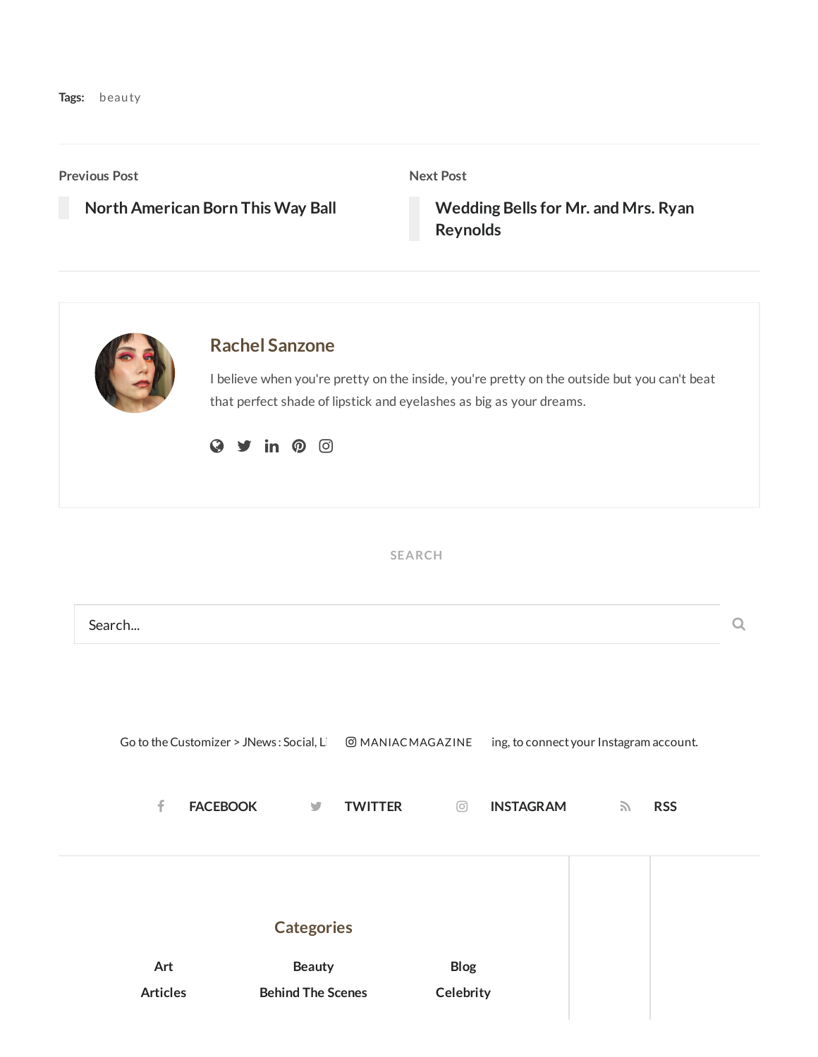**Tags:** beauty

Previous Post

North American Born This Way Ball

Next Post

Wedding Bells for Mr. and Mrs. Ryan Reynolds

## Rachel Sanzone

I believe when you're pretty on the inside, you're pretty on the outside but you can't beat that perfect shade of lipstick and eyelashes as big as your dreams.

SEARCH

Search...

Go to the Customizer > JNews : Social, Li MANIACMAGAZINE ing, to connect your Instagram account.

FACEBOOK TWITTER INSTAGRAM RSS

## Categories

| Art | Beauty | Blog |
| --- | --- | --- |
| Articles | Behind The Scenes | Celebrity |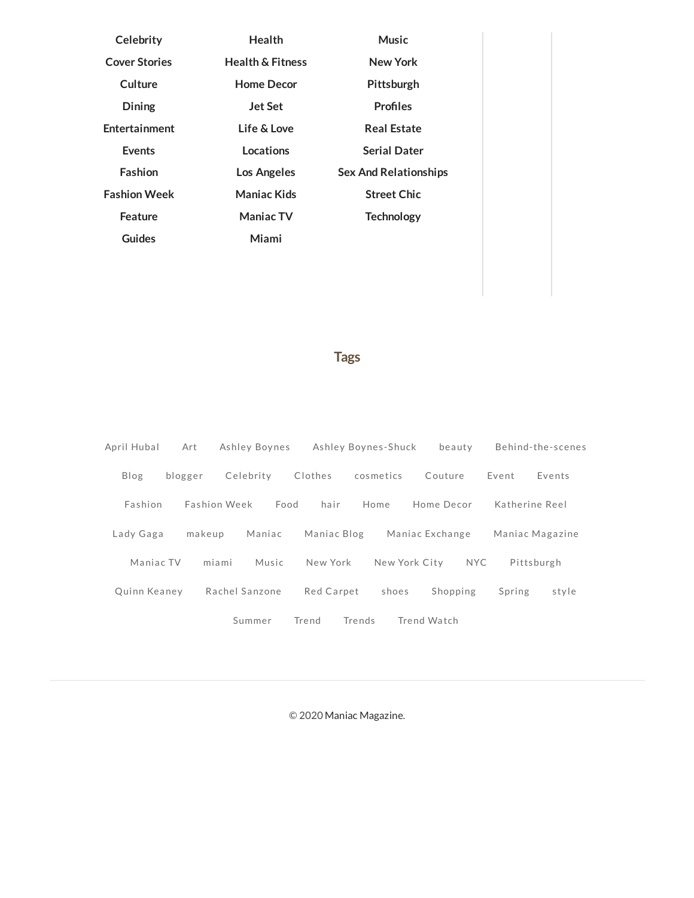Celebrity
Cover Stories
Culture
Dining
Entertainment
Events
Fashion
Fashion Week
Feature
Guides

Health
Health & Fitness
Home Decor
Jet Set
Life & Love
Locations
Los Angeles
Maniac Kids
Maniac TV
Miami

Music
New York
Pittsburgh
Profiles
Real Estate
Serial Dater
Sex And Relationships
Street Chic
Technology

## Tags

April Hubal Art Ashley Boynes Ashley Boynes-Shuck beauty Behind-the-scenes Blog blogger Celebrity Clothes cosmetics Couture Event Events Fashion Fashion Week Food hair Home Home Decor Katherine Reel Lady Gaga makeup Maniac Maniac Blog Maniac Exchange Maniac Magazine Maniac TV miami Music New York New York City NYC Pittsburgh Quinn Keaney Rachel Sanzone Red Carpet shoes Shopping Spring style Summer Trend Trends Trend Watch

© 2020 Maniac Magazine.